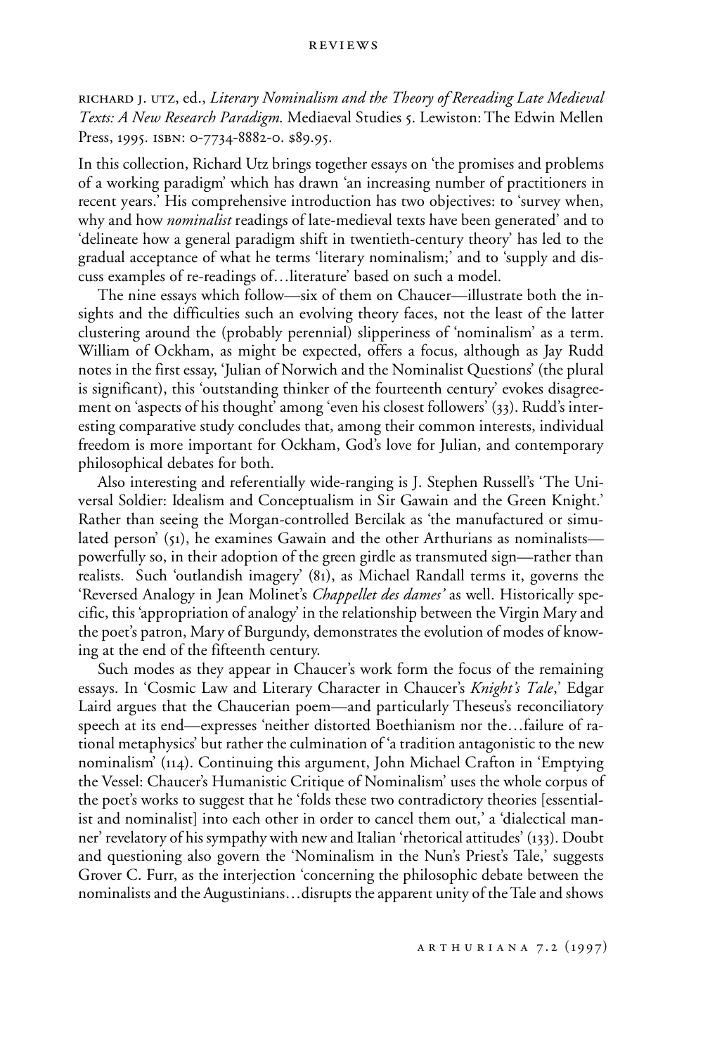RICHARD J. UTZ, ed., *Literary Nominalism and the Theory of Rereading Late Medieval Texts: A New Research Paradigm*. Mediaeval Studies 5. Lewiston: The Edwin Mellen Press, 1995. ISBN: 0-7734-8882-0. $89.95.

In this collection, Richard Utz brings together essays on 'the promises and problems of a working paradigm' which has drawn 'an increasing number of practitioners in recent years.' His comprehensive introduction has two objectives: to 'survey when, why and how *nominalist* readings of late-medieval texts have been generated' and to 'delineate how a general paradigm shift in twentieth-century theory' has led to the gradual acceptance of what he terms 'literary nominalism;' and to 'supply and discuss examples of re-readings of…literature' based on such a model.

The nine essays which follow—six of them on Chaucer—illustrate both the insights and the difficulties such an evolving theory faces, not the least of the latter clustering around the (probably perennial) slipperiness of 'nominalism' as a term. William of Ockham, as might be expected, offers a focus, although as Jay Rudd notes in the first essay, 'Julian of Norwich and the Nominalist Questions' (the plural is significant), this 'outstanding thinker of the fourteenth century' evokes disagreement on 'aspects of his thought' among 'even his closest followers' (33). Rudd's interesting comparative study concludes that, among their common interests, individual freedom is more important for Ockham, God's love for Julian, and contemporary philosophical debates for both.

Also interesting and referentially wide-ranging is J. Stephen Russell's 'The Universal Soldier: Idealism and Conceptualism in Sir Gawain and the Green Knight.' Rather than seeing the Morgan-controlled Bercilak as 'the manufactured or simulated person' (51), he examines Gawain and the other Arthurians as nominalists—powerfully so, in their adoption of the green girdle as transmuted sign—rather than realists. Such 'outlandish imagery' (81), as Michael Randall terms it, governs the 'Reversed Analogy in Jean Molinet's *Chappellet des dames'* as well. Historically specific, this 'appropriation of analogy' in the relationship between the Virgin Mary and the poet's patron, Mary of Burgundy, demonstrates the evolution of modes of knowing at the end of the fifteenth century.

Such modes as they appear in Chaucer's work form the focus of the remaining essays. In 'Cosmic Law and Literary Character in Chaucer's *Knight's Tale*,' Edgar Laird argues that the Chaucerian poem—and particularly Theseus's reconciliatory speech at its end—expresses 'neither distorted Boethianism nor the…failure of rational metaphysics' but rather the culmination of 'a tradition antagonistic to the new nominalism' (114). Continuing this argument, John Michael Crafton in 'Emptying the Vessel: Chaucer's Humanistic Critique of Nominalism' uses the whole corpus of the poet's works to suggest that he 'folds these two contradictory theories [essentialist and nominalist] into each other in order to cancel them out,' a 'dialectical manner' revelatory of his sympathy with new and Italian 'rhetorical attitudes' (133). Doubt and questioning also govern the 'Nominalism in the Nun's Priest's Tale,' suggests Grover C. Furr, as the interjection 'concerning the philosophic debate between the nominalists and the Augustinians…disrupts the apparent unity of the Tale and shows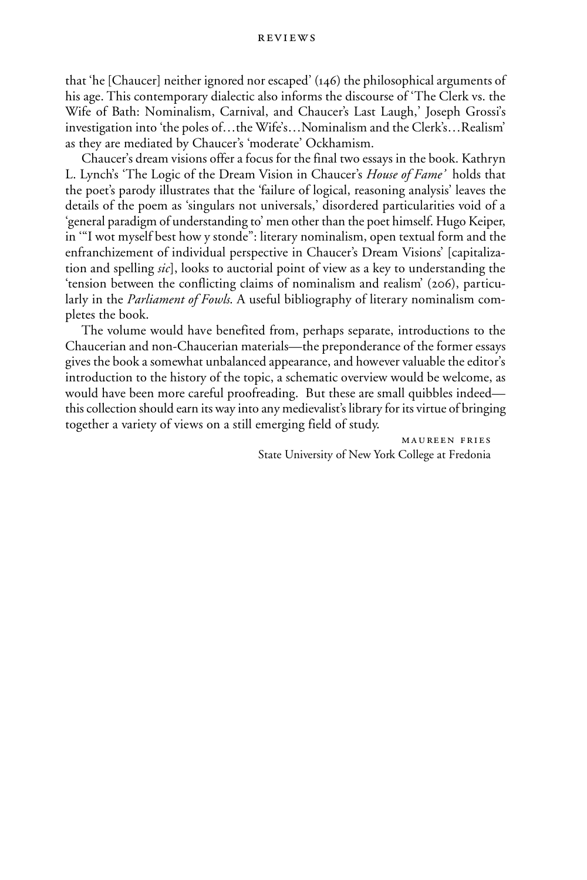that 'he [Chaucer] neither ignored nor escaped' (146) the philosophical arguments of his age. This contemporary dialectic also informs the discourse of 'The Clerk vs. the Wife of Bath: Nominalism, Carnival, and Chaucer's Last Laugh,' Joseph Grossi's investigation into 'the poles of…the Wife's…Nominalism and the Clerk's…Realism' as they are mediated by Chaucer's 'moderate' Ockhamism.

Chaucer's dream visions offer a focus for the final two essays in the book. Kathryn L. Lynch's 'The Logic of the Dream Vision in Chaucer's *House of Fame*' holds that the poet's parody illustrates that the 'failure of logical, reasoning analysis' leaves the details of the poem as 'singulars not universals,' disordered particularities void of a 'general paradigm of understanding to' men other than the poet himself. Hugo Keiper, in '"I wot myself best how y stonde": literary nominalism, open textual form and the enfranchizement of individual perspective in Chaucer's Dream Visions' [capitalization and spelling *sic*], looks to auctorial point of view as a key to understanding the 'tension between the conflicting claims of nominalism and realism' (206), particularly in the *Parliament of Fowls.* A useful bibliography of literary nominalism completes the book.

The volume would have benefited from, perhaps separate, introductions to the Chaucerian and non-Chaucerian materials—the preponderance of the former essays gives the book a somewhat unbalanced appearance, and however valuable the editor's introduction to the history of the topic, a schematic overview would be welcome, as would have been more careful proofreading. But these are small quibbles indeed—this collection should earn its way into any medievalist's library for its virtue of bringing together a variety of views on a still emerging field of study.

MAUREEN FRIES
State University of New York College at Fredonia